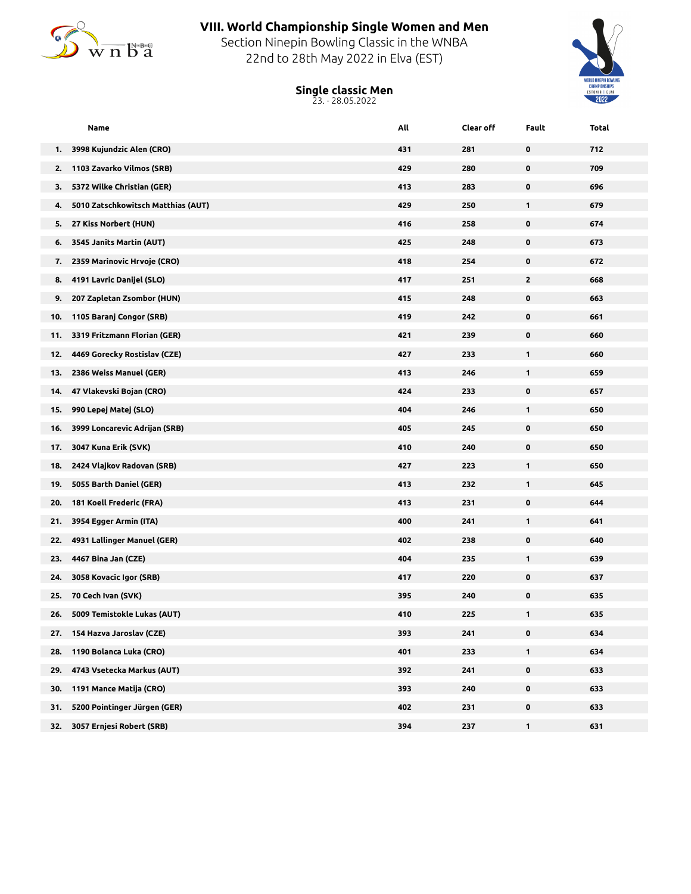# VIII. World Championship Single Women and Men

Section Ninepin Bowling Classic in the WNBA

22nd to 28th May 2022 in Elva (EST)

## Single classic Men

23. - 28.05.2022

| | Name | All | Clear off | Fault | Total |
|---|---|---|---|---|---|
| 1. | 3998 Kujundzic Alen (CRO) | 431 | 281 | 0 | 712 |
| 2. | 1103 Zavarko Vilmos (SRB) | 429 | 280 | 0 | 709 |
| 3. | 5372 Wilke Christian (GER) | 413 | 283 | 0 | 696 |
| 4. | 5010 Zatschkowitsch Matthias (AUT) | 429 | 250 | 1 | 679 |
| 5. | 27 Kiss Norbert (HUN) | 416 | 258 | 0 | 674 |
| 6. | 3545 Janits Martin (AUT) | 425 | 248 | 0 | 673 |
| 7. | 2359 Marinovic Hrvoje (CRO) | 418 | 254 | 0 | 672 |
| 8. | 4191 Lavric Danijel (SLO) | 417 | 251 | 2 | 668 |
| 9. | 207 Zapletan Zsombor (HUN) | 415 | 248 | 0 | 663 |
| 10. | 1105 Baranj Congor (SRB) | 419 | 242 | 0 | 661 |
| 11. | 3319 Fritzmann Florian (GER) | 421 | 239 | 0 | 660 |
| 12. | 4469 Gorecky Rostislav (CZE) | 427 | 233 | 1 | 660 |
| 13. | 2386 Weiss Manuel (GER) | 413 | 246 | 1 | 659 |
| 14. | 47 Vlakevski Bojan (CRO) | 424 | 233 | 0 | 657 |
| 15. | 990 Lepej Matej (SLO) | 404 | 246 | 1 | 650 |
| 16. | 3999 Loncarevic Adrijan (SRB) | 405 | 245 | 0 | 650 |
| 17. | 3047 Kuna Erik (SVK) | 410 | 240 | 0 | 650 |
| 18. | 2424 Vlajkov Radovan (SRB) | 427 | 223 | 1 | 650 |
| 19. | 5055 Barth Daniel (GER) | 413 | 232 | 1 | 645 |
| 20. | 181 Koell Frederic (FRA) | 413 | 231 | 0 | 644 |
| 21. | 3954 Egger Armin (ITA) | 400 | 241 | 1 | 641 |
| 22. | 4931 Lallinger Manuel (GER) | 402 | 238 | 0 | 640 |
| 23. | 4467 Bina Jan (CZE) | 404 | 235 | 1 | 639 |
| 24. | 3058 Kovacic Igor (SRB) | 417 | 220 | 0 | 637 |
| 25. | 70 Cech Ivan (SVK) | 395 | 240 | 0 | 635 |
| 26. | 5009 Temistokle Lukas (AUT) | 410 | 225 | 1 | 635 |
| 27. | 154 Hazva Jaroslav (CZE) | 393 | 241 | 0 | 634 |
| 28. | 1190 Bolanca Luka (CRO) | 401 | 233 | 1 | 634 |
| 29. | 4743 Vsetecka Markus (AUT) | 392 | 241 | 0 | 633 |
| 30. | 1191 Mance Matija (CRO) | 393 | 240 | 0 | 633 |
| 31. | 5200 Pointinger Jürgen (GER) | 402 | 231 | 0 | 633 |
| 32. | 3057 Ernjesi Robert (SRB) | 394 | 237 | 1 | 631 |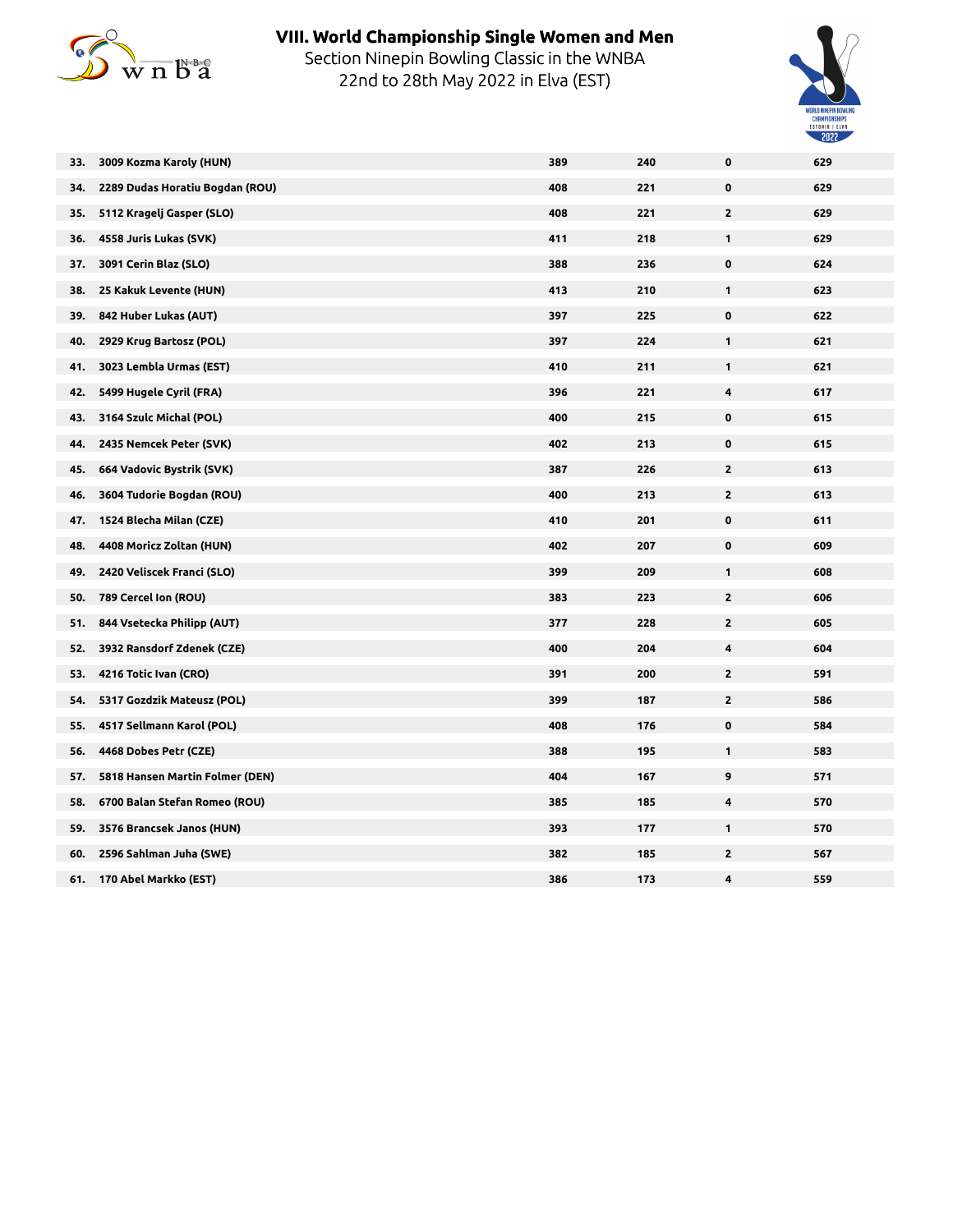# VIII. World Championship Single Women and Men

Section Ninepin Bowling Classic in the WNBA

22nd to 28th May 2022 in Elva (EST)

| | | | | | |
|---|---|---|---|---|---|
| 33. | 3009 Kozma Karoly (HUN) | 389 | 240 | 0 | 629 |
| 34. | 2289 Dudas Horatiu Bogdan (ROU) | 408 | 221 | 0 | 629 |
| 35. | 5112 Kragelj Gasper (SLO) | 408 | 221 | 2 | 629 |
| 36. | 4558 Juris Lukas (SVK) | 411 | 218 | 1 | 629 |
| 37. | 3091 Cerin Blaz (SLO) | 388 | 236 | 0 | 624 |
| 38. | 25 Kakuk Levente (HUN) | 413 | 210 | 1 | 623 |
| 39. | 842 Huber Lukas (AUT) | 397 | 225 | 0 | 622 |
| 40. | 2929 Krug Bartosz (POL) | 397 | 224 | 1 | 621 |
| 41. | 3023 Lembla Urmas (EST) | 410 | 211 | 1 | 621 |
| 42. | 5499 Hugele Cyril (FRA) | 396 | 221 | 4 | 617 |
| 43. | 3164 Szulc Michal (POL) | 400 | 215 | 0 | 615 |
| 44. | 2435 Nemcek Peter (SVK) | 402 | 213 | 0 | 615 |
| 45. | 664 Vadovic Bystrik (SVK) | 387 | 226 | 2 | 613 |
| 46. | 3604 Tudorie Bogdan (ROU) | 400 | 213 | 2 | 613 |
| 47. | 1524 Blecha Milan (CZE) | 410 | 201 | 0 | 611 |
| 48. | 4408 Moricz Zoltan (HUN) | 402 | 207 | 0 | 609 |
| 49. | 2420 Veliscek Franci (SLO) | 399 | 209 | 1 | 608 |
| 50. | 789 Cercel Ion (ROU) | 383 | 223 | 2 | 606 |
| 51. | 844 Vsetecka Philipp (AUT) | 377 | 228 | 2 | 605 |
| 52. | 3932 Ransdorf Zdenek (CZE) | 400 | 204 | 4 | 604 |
| 53. | 4216 Totic Ivan (CRO) | 391 | 200 | 2 | 591 |
| 54. | 5317 Gozdzik Mateusz (POL) | 399 | 187 | 2 | 586 |
| 55. | 4517 Sellmann Karol (POL) | 408 | 176 | 0 | 584 |
| 56. | 4468 Dobes Petr (CZE) | 388 | 195 | 1 | 583 |
| 57. | 5818 Hansen Martin Folmer (DEN) | 404 | 167 | 9 | 571 |
| 58. | 6700 Balan Stefan Romeo (ROU) | 385 | 185 | 4 | 570 |
| 59. | 3576 Brancsek Janos (HUN) | 393 | 177 | 1 | 570 |
| 60. | 2596 Sahlman Juha (SWE) | 382 | 185 | 2 | 567 |
| 61. | 170 Abel Markko (EST) | 386 | 173 | 4 | 559 |